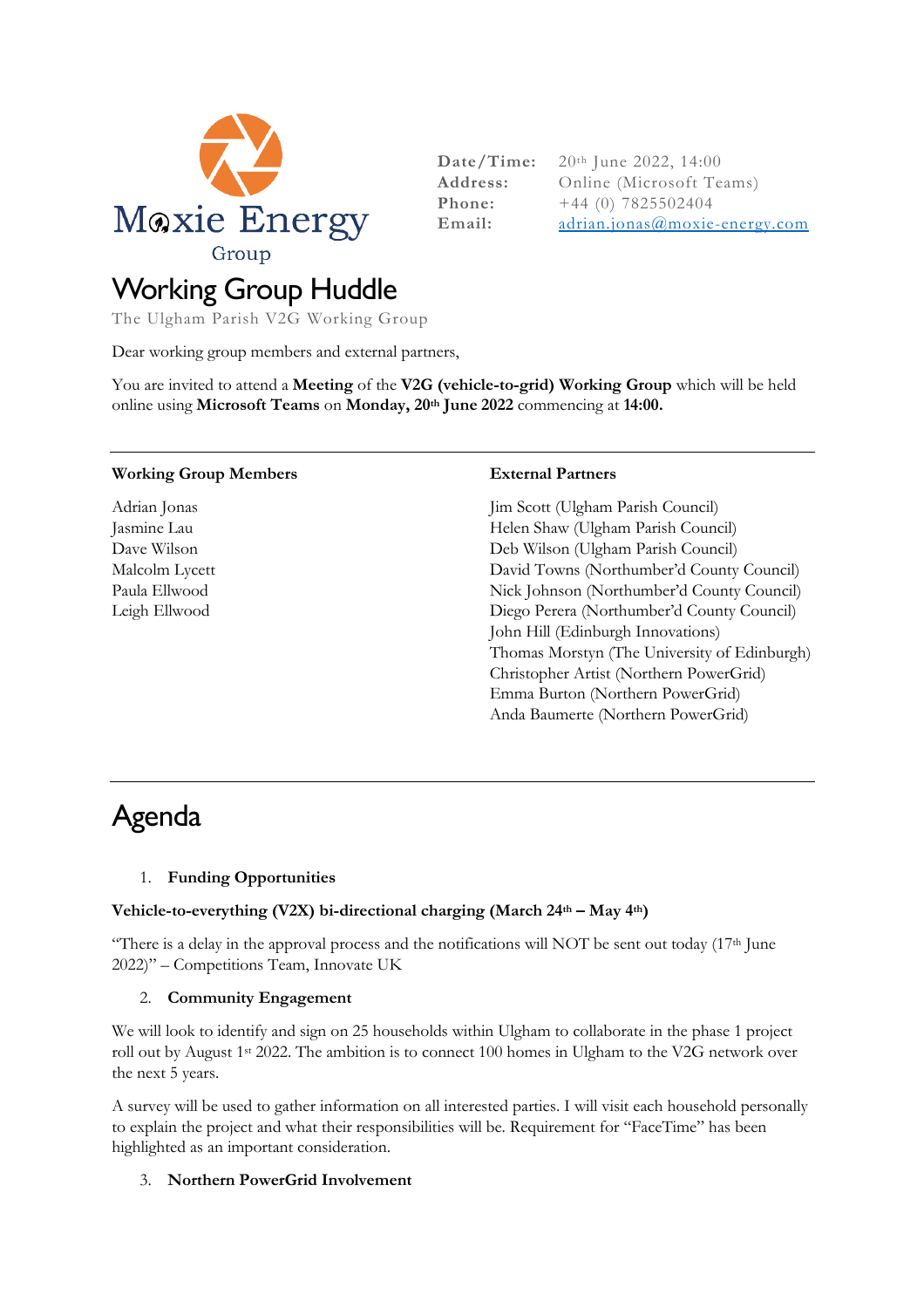Moxie Energy Group

| | |
|---|---|
| **Date/Time:** | 20th June 2022, 14:00 |
| **Address:** | Online (Microsoft Teams) |
| **Phone:** | +44 (0) 7825502404 |
| **Email:** | adrian.jonas@moxie-energy.com |

# Working Group Huddle

The Ulgham Parish V2G Working Group

Dear working group members and external partners,

You are invited to attend a **Meeting** of the **V2G (vehicle-to-grid) Working Group** which will be held online using **Microsoft Teams** on **Monday, 20th June 2022** commencing at **14:00.**

| **Working Group Members** | **External Partners** |
|---|---|
| Adrian Jonas | Jim Scott (Ulgham Parish Council) |
| Jasmine Lau | Helen Shaw (Ulgham Parish Council) |
| Dave Wilson | Deb Wilson (Ulgham Parish Council) |
| Malcolm Lycett | David Towns (Northumber'd County Council) |
| Paula Ellwood | Nick Johnson (Northumber'd County Council) |
| Leigh Ellwood | Diego Perera (Northumber'd County Council) |
| | John Hill (Edinburgh Innovations) |
| | Thomas Morstyn (The University of Edinburgh) |
| | Christopher Artist (Northern PowerGrid) |
| | Emma Burton (Northern PowerGrid) |
| | Anda Baumerte (Northern PowerGrid) |

# Agenda

1. **Funding Opportunities**

**Vehicle-to-everything (V2X) bi-directional charging (March 24th – May 4th)**

"There is a delay in the approval process and the notifications will NOT be sent out today (17th June 2022)" – Competitions Team, Innovate UK

2. **Community Engagement**

We will look to identify and sign on 25 households within Ulgham to collaborate in the phase 1 project roll out by August 1st 2022. The ambition is to connect 100 homes in Ulgham to the V2G network over the next 5 years.

A survey will be used to gather information on all interested parties. I will visit each household personally to explain the project and what their responsibilities will be. Requirement for "FaceTime" has been highlighted as an important consideration.

3. **Northern PowerGrid Involvement**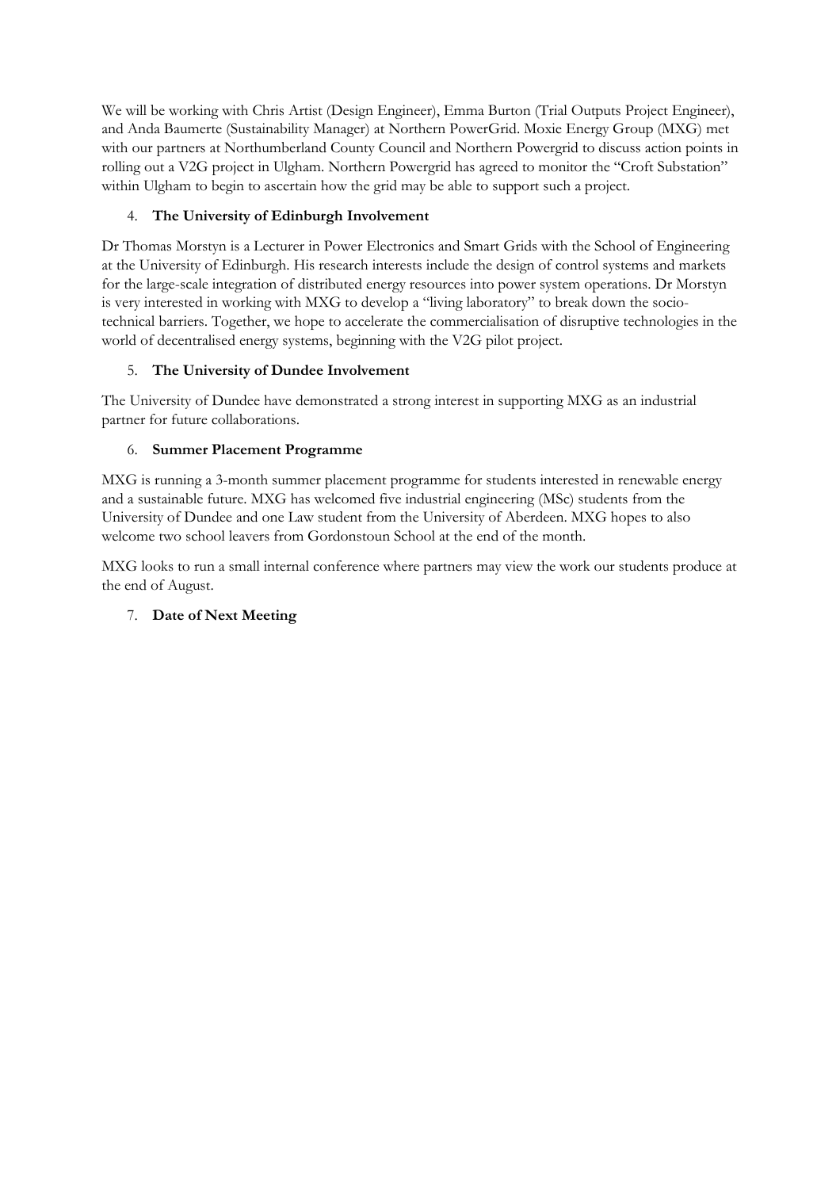We will be working with Chris Artist (Design Engineer), Emma Burton (Trial Outputs Project Engineer), and Anda Baumerte (Sustainability Manager) at Northern PowerGrid. Moxie Energy Group (MXG) met with our partners at Northumberland County Council and Northern Powergrid to discuss action points in rolling out a V2G project in Ulgham. Northern Powergrid has agreed to monitor the "Croft Substation" within Ulgham to begin to ascertain how the grid may be able to support such a project.

4. **The University of Edinburgh Involvement**

Dr Thomas Morstyn is a Lecturer in Power Electronics and Smart Grids with the School of Engineering at the University of Edinburgh. His research interests include the design of control systems and markets for the large-scale integration of distributed energy resources into power system operations. Dr Morstyn is very interested in working with MXG to develop a "living laboratory" to break down the socio-technical barriers. Together, we hope to accelerate the commercialisation of disruptive technologies in the world of decentralised energy systems, beginning with the V2G pilot project.

5. **The University of Dundee Involvement**

The University of Dundee have demonstrated a strong interest in supporting MXG as an industrial partner for future collaborations.

6. **Summer Placement Programme**

MXG is running a 3-month summer placement programme for students interested in renewable energy and a sustainable future. MXG has welcomed five industrial engineering (MSc) students from the University of Dundee and one Law student from the University of Aberdeen. MXG hopes to also welcome two school leavers from Gordonstoun School at the end of the month.

MXG looks to run a small internal conference where partners may view the work our students produce at the end of August.

7. **Date of Next Meeting**